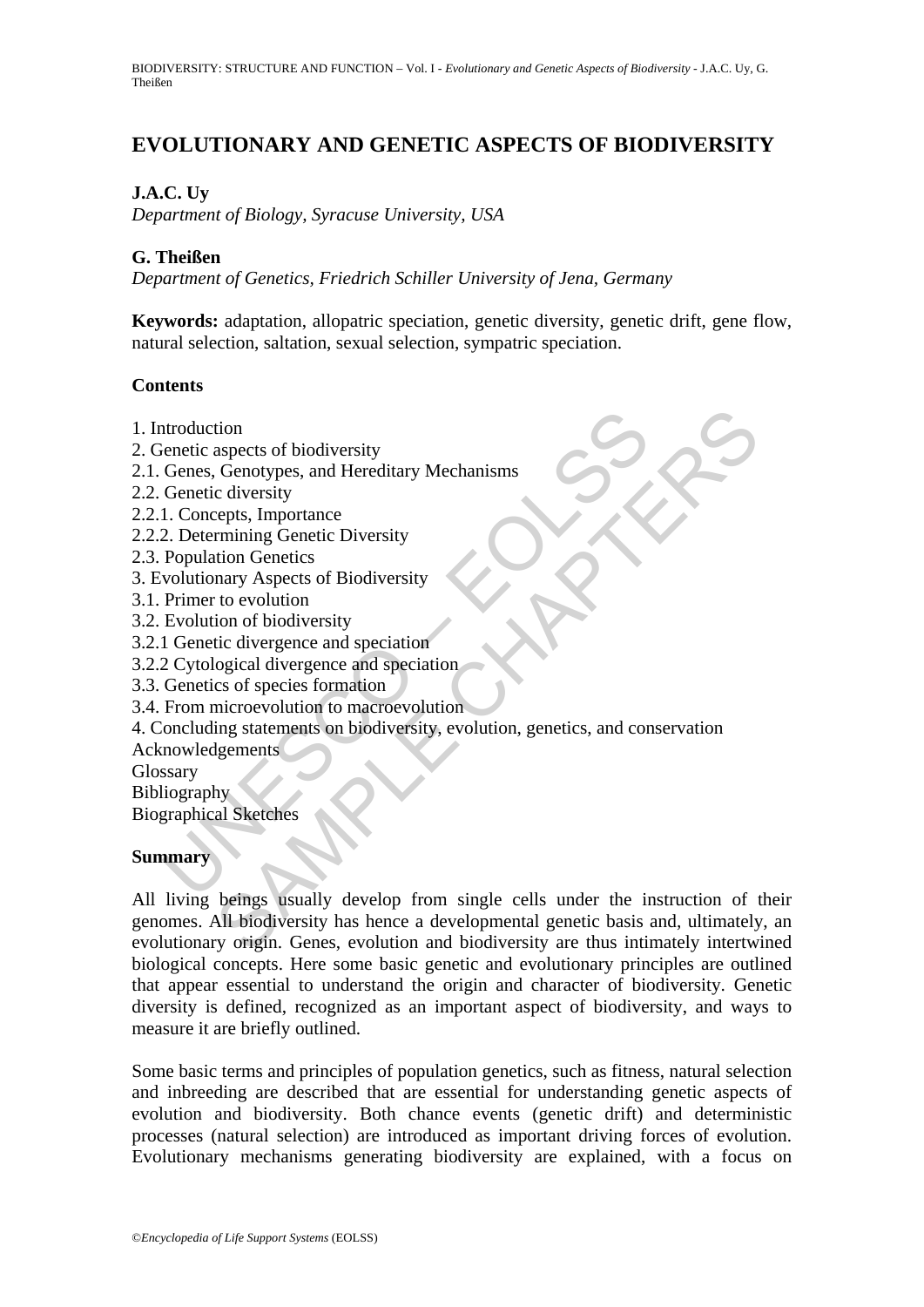# EVOLUTIONARY AND GENETIC ASPECTS OF BIODIVERSITY

**J.A.C. Uy**

*Department of Biology, Syracuse University, USA*

**G. Theißen**

*Department of Genetics, Friedrich Schiller University of Jena, Germany*

**Keywords:** adaptation, allopatric speciation, genetic diversity, genetic drift, gene flow, natural selection, saltation, sexual selection, sympatric speciation.

**Contents**

1. Introduction
2. Genetic aspects of biodiversity
2.1. Genes, Genotypes, and Hereditary Mechanisms
2.2. Genetic diversity
2.2.1. Concepts, Importance
2.2.2. Determining Genetic Diversity
2.3. Population Genetics
3. Evolutionary Aspects of Biodiversity
3.1. Primer to evolution
3.2. Evolution of biodiversity
3.2.1 Genetic divergence and speciation
3.2.2 Cytological divergence and speciation
3.3. Genetics of species formation
3.4. From microevolution to macroevolution
4. Concluding statements on biodiversity, evolution, genetics, and conservation

Acknowledgements
Glossary
Bibliography
Biographical Sketches

**Summary**

All living beings usually develop from single cells under the instruction of their genomes. All biodiversity has hence a developmental genetic basis and, ultimately, an evolutionary origin. Genes, evolution and biodiversity are thus intimately intertwined biological concepts. Here some basic genetic and evolutionary principles are outlined that appear essential to understand the origin and character of biodiversity. Genetic diversity is defined, recognized as an important aspect of biodiversity, and ways to measure it are briefly outlined.

Some basic terms and principles of population genetics, such as fitness, natural selection and inbreeding are described that are essential for understanding genetic aspects of evolution and biodiversity. Both chance events (genetic drift) and deterministic processes (natural selection) are introduced as important driving forces of evolution. Evolutionary mechanisms generating biodiversity are explained, with a focus on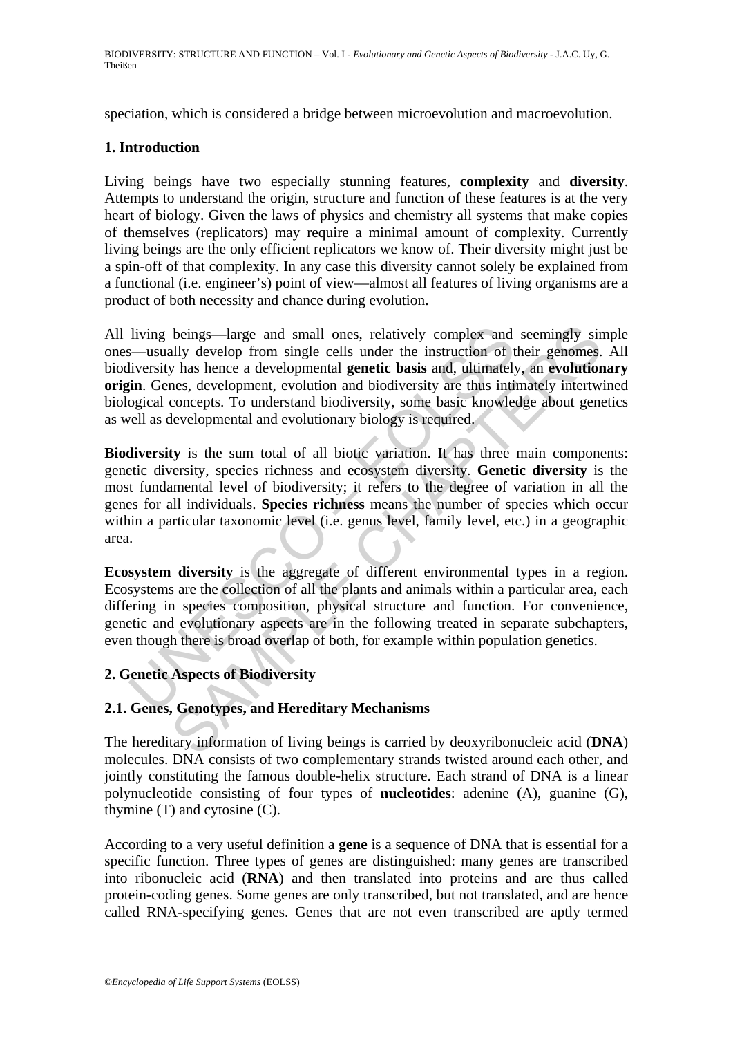speciation, which is considered a bridge between microevolution and macroevolution.

## 1. Introduction

Living beings have two especially stunning features, **complexity** and **diversity**. Attempts to understand the origin, structure and function of these features is at the very heart of biology. Given the laws of physics and chemistry all systems that make copies of themselves (replicators) may require a minimal amount of complexity. Currently living beings are the only efficient replicators we know of. Their diversity might just be a spin-off of that complexity. In any case this diversity cannot solely be explained from a functional (i.e. engineer's) point of view—almost all features of living organisms are a product of both necessity and chance during evolution.

All living beings—large and small ones, relatively complex and seemingly simple ones—usually develop from single cells under the instruction of their genomes. All biodiversity has hence a developmental **genetic basis** and, ultimately, an **evolutionary origin**. Genes, development, evolution and biodiversity are thus intimately intertwined biological concepts. To understand biodiversity, some basic knowledge about genetics as well as developmental and evolutionary biology is required.

**Biodiversity** is the sum total of all biotic variation. It has three main components: genetic diversity, species richness and ecosystem diversity. **Genetic diversity** is the most fundamental level of biodiversity; it refers to the degree of variation in all the genes for all individuals. **Species richness** means the number of species which occur within a particular taxonomic level (i.e. genus level, family level, etc.) in a geographic area.

**Ecosystem diversity** is the aggregate of different environmental types in a region. Ecosystems are the collection of all the plants and animals within a particular area, each differing in species composition, physical structure and function. For convenience, genetic and evolutionary aspects are in the following treated in separate subchapters, even though there is broad overlap of both, for example within population genetics.

## 2. Genetic Aspects of Biodiversity

### 2.1. Genes, Genotypes, and Hereditary Mechanisms

The hereditary information of living beings is carried by deoxyribonucleic acid (**DNA**) molecules. DNA consists of two complementary strands twisted around each other, and jointly constituting the famous double-helix structure. Each strand of DNA is a linear polynucleotide consisting of four types of **nucleotides**: adenine (A), guanine (G), thymine (T) and cytosine (C).

According to a very useful definition a **gene** is a sequence of DNA that is essential for a specific function. Three types of genes are distinguished: many genes are transcribed into ribonucleic acid (**RNA**) and then translated into proteins and are thus called protein-coding genes. Some genes are only transcribed, but not translated, and are hence called RNA-specifying genes. Genes that are not even transcribed are aptly termed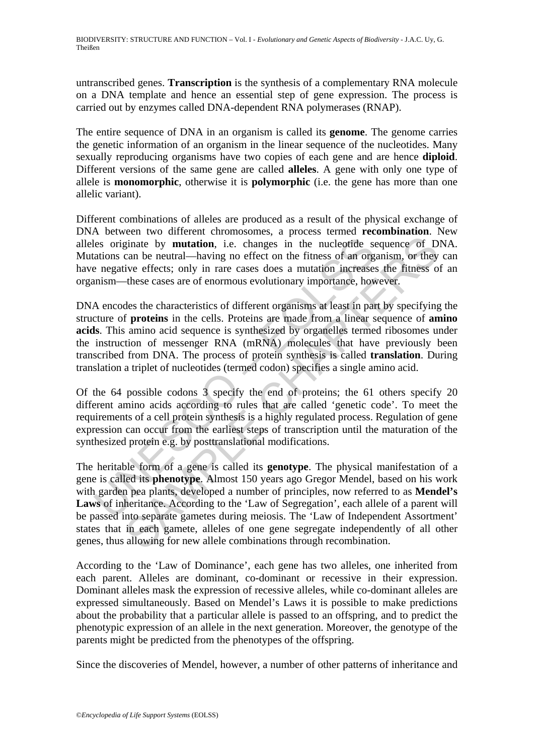untranscribed genes. **Transcription** is the synthesis of a complementary RNA molecule on a DNA template and hence an essential step of gene expression. The process is carried out by enzymes called DNA-dependent RNA polymerases (RNAP).

The entire sequence of DNA in an organism is called its **genome**. The genome carries the genetic information of an organism in the linear sequence of the nucleotides. Many sexually reproducing organisms have two copies of each gene and are hence **diploid**. Different versions of the same gene are called **alleles**. A gene with only one type of allele is **monomorphic**, otherwise it is **polymorphic** (i.e. the gene has more than one allelic variant).

Different combinations of alleles are produced as a result of the physical exchange of DNA between two different chromosomes, a process termed **recombination**. New alleles originate by **mutation**, i.e. changes in the nucleotide sequence of DNA. Mutations can be neutral—having no effect on the fitness of an organism, or they can have negative effects; only in rare cases does a mutation increases the fitness of an organism—these cases are of enormous evolutionary importance, however.

DNA encodes the characteristics of different organisms at least in part by specifying the structure of **proteins** in the cells. Proteins are made from a linear sequence of **amino acids**. This amino acid sequence is synthesized by organelles termed ribosomes under the instruction of messenger RNA (mRNA) molecules that have previously been transcribed from DNA. The process of protein synthesis is called **translation**. During translation a triplet of nucleotides (termed codon) specifies a single amino acid.

Of the 64 possible codons 3 specify the end of proteins; the 61 others specify 20 different amino acids according to rules that are called 'genetic code'. To meet the requirements of a cell protein synthesis is a highly regulated process. Regulation of gene expression can occur from the earliest steps of transcription until the maturation of the synthesized protein e.g. by posttranslational modifications.

The heritable form of a gene is called its **genotype**. The physical manifestation of a gene is called its **phenotype**. Almost 150 years ago Gregor Mendel, based on his work with garden pea plants, developed a number of principles, now referred to as **Mendel's Laws** of inheritance. According to the 'Law of Segregation', each allele of a parent will be passed into separate gametes during meiosis. The 'Law of Independent Assortment' states that in each gamete, alleles of one gene segregate independently of all other genes, thus allowing for new allele combinations through recombination.

According to the 'Law of Dominance', each gene has two alleles, one inherited from each parent. Alleles are dominant, co-dominant or recessive in their expression. Dominant alleles mask the expression of recessive alleles, while co-dominant alleles are expressed simultaneously. Based on Mendel's Laws it is possible to make predictions about the probability that a particular allele is passed to an offspring, and to predict the phenotypic expression of an allele in the next generation. Moreover, the genotype of the parents might be predicted from the phenotypes of the offspring.

Since the discoveries of Mendel, however, a number of other patterns of inheritance and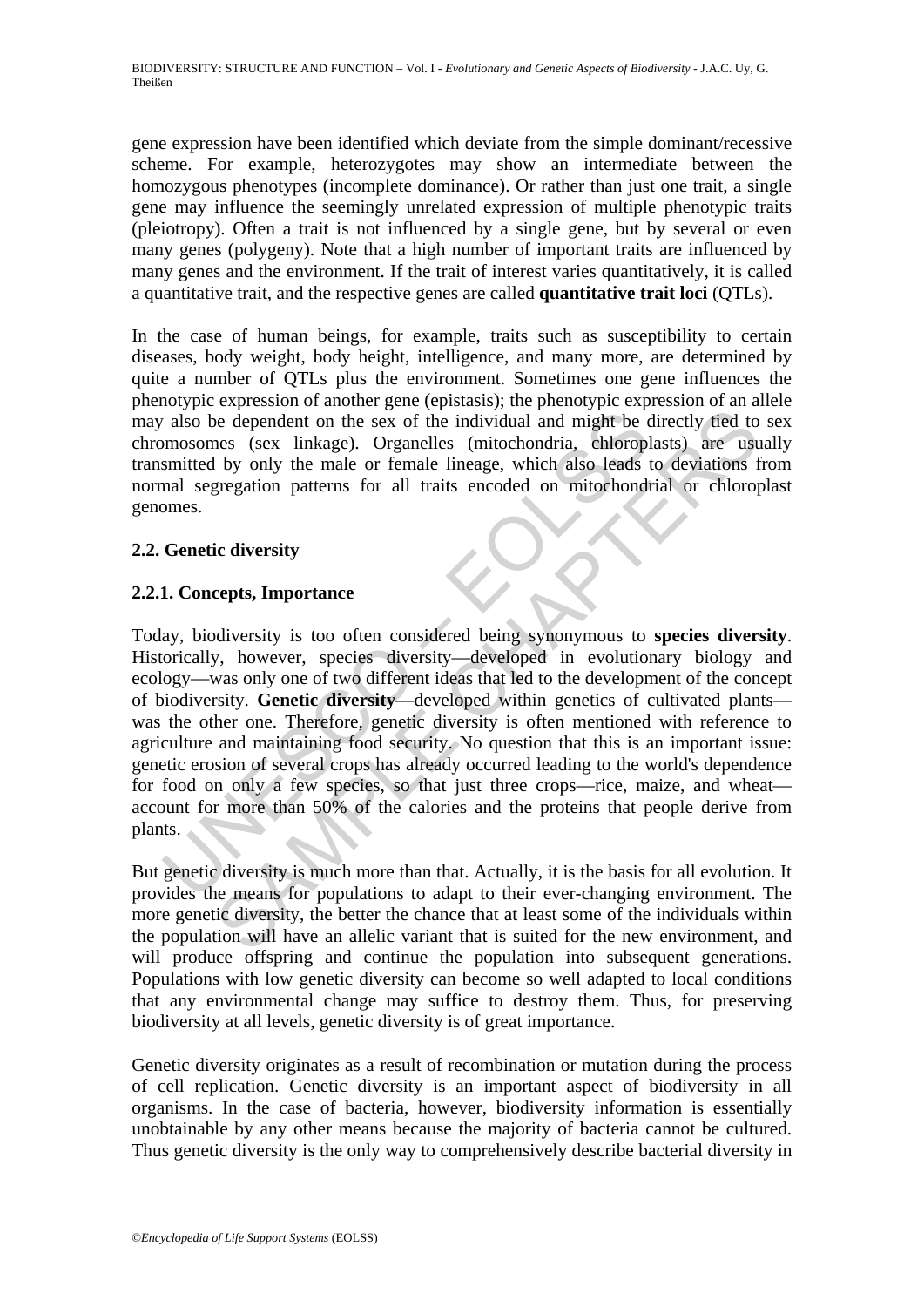gene expression have been identified which deviate from the simple dominant/recessive scheme. For example, heterozygotes may show an intermediate between the homozygous phenotypes (incomplete dominance). Or rather than just one trait, a single gene may influence the seemingly unrelated expression of multiple phenotypic traits (pleiotropy). Often a trait is not influenced by a single gene, but by several or even many genes (polygeny). Note that a high number of important traits are influenced by many genes and the environment. If the trait of interest varies quantitatively, it is called a quantitative trait, and the respective genes are called **quantitative trait loci** (QTLs).

In the case of human beings, for example, traits such as susceptibility to certain diseases, body weight, body height, intelligence, and many more, are determined by quite a number of QTLs plus the environment. Sometimes one gene influences the phenotypic expression of another gene (epistasis); the phenotypic expression of an allele may also be dependent on the sex of the individual and might be directly tied to sex chromosomes (sex linkage). Organelles (mitochondria, chloroplasts) are usually transmitted by only the male or female lineage, which also leads to deviations from normal segregation patterns for all traits encoded on mitochondrial or chloroplast genomes.

## 2.2. Genetic diversity

### 2.2.1. Concepts, Importance

Today, biodiversity is too often considered being synonymous to **species diversity**. Historically, however, species diversity—developed in evolutionary biology and ecology—was only one of two different ideas that led to the development of the concept of biodiversity. **Genetic diversity**—developed within genetics of cultivated plants—was the other one. Therefore, genetic diversity is often mentioned with reference to agriculture and maintaining food security. No question that this is an important issue: genetic erosion of several crops has already occurred leading to the world's dependence for food on only a few species, so that just three crops—rice, maize, and wheat—account for more than 50% of the calories and the proteins that people derive from plants.

But genetic diversity is much more than that. Actually, it is the basis for all evolution. It provides the means for populations to adapt to their ever-changing environment. The more genetic diversity, the better the chance that at least some of the individuals within the population will have an allelic variant that is suited for the new environment, and will produce offspring and continue the population into subsequent generations. Populations with low genetic diversity can become so well adapted to local conditions that any environmental change may suffice to destroy them. Thus, for preserving biodiversity at all levels, genetic diversity is of great importance.

Genetic diversity originates as a result of recombination or mutation during the process of cell replication. Genetic diversity is an important aspect of biodiversity in all organisms. In the case of bacteria, however, biodiversity information is essentially unobtainable by any other means because the majority of bacteria cannot be cultured. Thus genetic diversity is the only way to comprehensively describe bacterial diversity in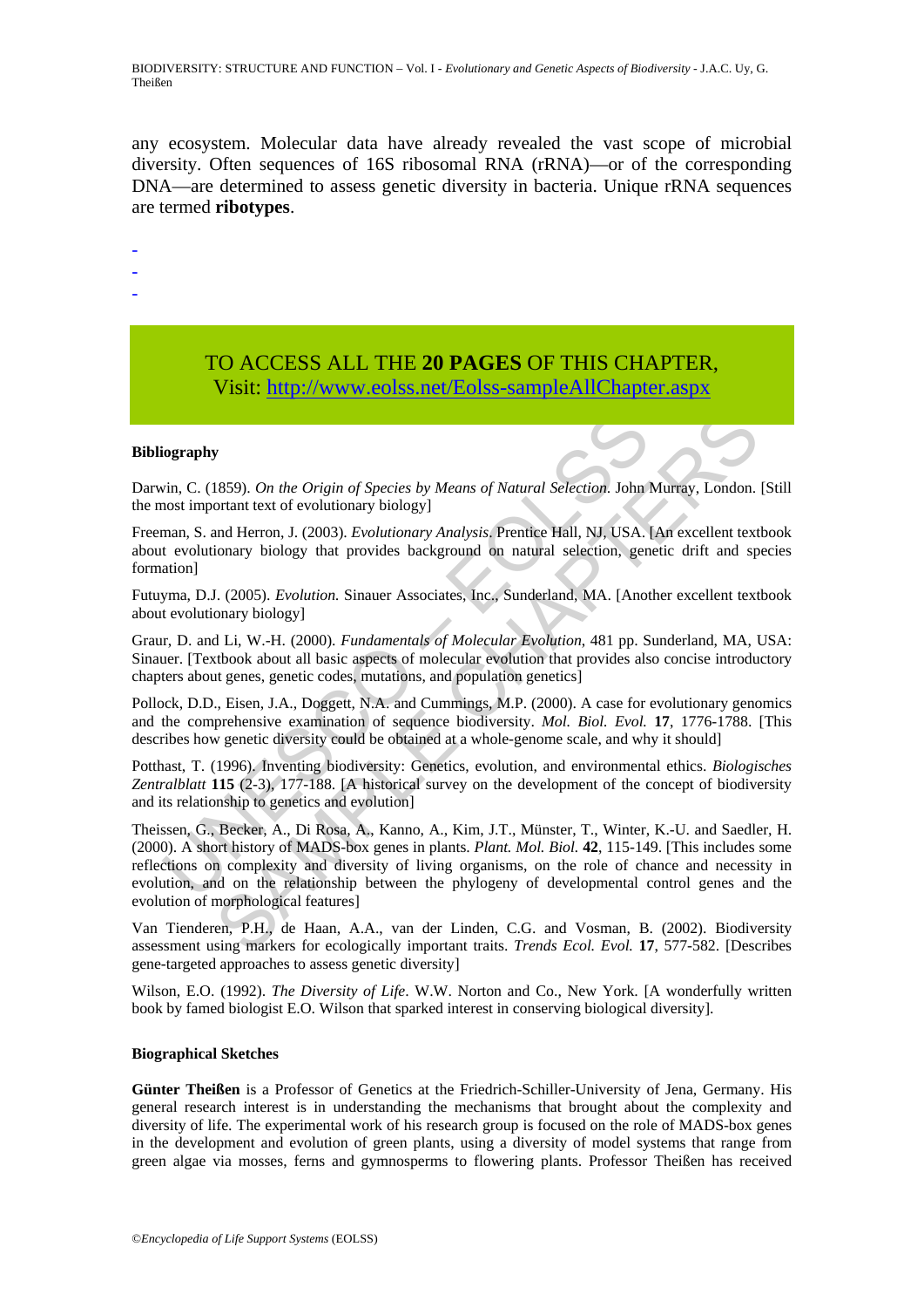any ecosystem. Molecular data have already revealed the vast scope of microbial diversity. Often sequences of 16S ribosomal RNA (rRNA)—or of the corresponding DNA—are determined to assess genetic diversity in bacteria. Unique rRNA sequences are termed **ribotypes**.

-
-
-

TO ACCESS ALL THE **20 PAGES** OF THIS CHAPTER,
Visit: http://www.eolss.net/Eolss-sampleAllChapter.aspx

**Bibliography**

Darwin, C. (1859). *On the Origin of Species by Means of Natural Selection*. John Murray, London. [Still the most important text of evolutionary biology]

Freeman, S. and Herron, J. (2003). *Evolutionary Analysis*. Prentice Hall, NJ, USA. [An excellent textbook about evolutionary biology that provides background on natural selection, genetic drift and species formation]

Futuyma, D.J. (2005). *Evolution.* Sinauer Associates, Inc., Sunderland, MA. [Another excellent textbook about evolutionary biology]

Graur, D. and Li, W.-H. (2000). *Fundamentals of Molecular Evolution*, 481 pp. Sunderland, MA, USA: Sinauer. [Textbook about all basic aspects of molecular evolution that provides also concise introductory chapters about genes, genetic codes, mutations, and population genetics]

Pollock, D.D., Eisen, J.A., Doggett, N.A. and Cummings, M.P. (2000). A case for evolutionary genomics and the comprehensive examination of sequence biodiversity. *Mol. Biol. Evol.* **17**, 1776-1788. [This describes how genetic diversity could be obtained at a whole-genome scale, and why it should]

Potthast, T. (1996). Inventing biodiversity: Genetics, evolution, and environmental ethics. *Biologisches Zentralblatt* **115** (2-3), 177-188. [A historical survey on the development of the concept of biodiversity and its relationship to genetics and evolution]

Theissen, G., Becker, A., Di Rosa, A., Kanno, A., Kim, J.T., Münster, T., Winter, K.-U. and Saedler, H. (2000). A short history of MADS-box genes in plants. *Plant. Mol. Biol.* **42**, 115-149. [This includes some reflections on complexity and diversity of living organisms, on the role of chance and necessity in evolution, and on the relationship between the phylogeny of developmental control genes and the evolution of morphological features]

Van Tienderen, P.H., de Haan, A.A., van der Linden, C.G. and Vosman, B. (2002). Biodiversity assessment using markers for ecologically important traits. *Trends Ecol. Evol.* **17**, 577-582. [Describes gene-targeted approaches to assess genetic diversity]

Wilson, E.O. (1992). *The Diversity of Life*. W.W. Norton and Co., New York. [A wonderfully written book by famed biologist E.O. Wilson that sparked interest in conserving biological diversity].

**Biographical Sketches**

**Günter Theißen** is a Professor of Genetics at the Friedrich-Schiller-University of Jena, Germany. His general research interest is in understanding the mechanisms that brought about the complexity and diversity of life. The experimental work of his research group is focused on the role of MADS-box genes in the development and evolution of green plants, using a diversity of model systems that range from green algae via mosses, ferns and gymnosperms to flowering plants. Professor Theißen has received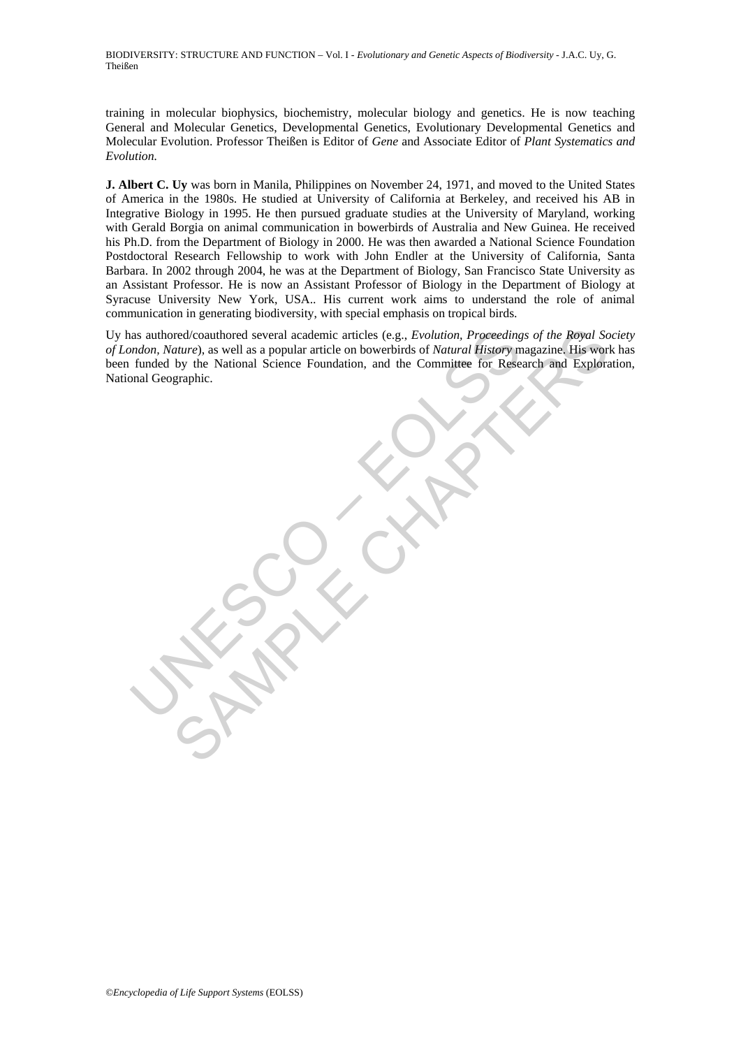training in molecular biophysics, biochemistry, molecular biology and genetics. He is now teaching General and Molecular Genetics, Developmental Genetics, Evolutionary Developmental Genetics and Molecular Evolution. Professor Theißen is Editor of *Gene* and Associate Editor of *Plant Systematics and Evolution.*

**J. Albert C. Uy** was born in Manila, Philippines on November 24, 1971, and moved to the United States of America in the 1980s. He studied at University of California at Berkeley, and received his AB in Integrative Biology in 1995. He then pursued graduate studies at the University of Maryland, working with Gerald Borgia on animal communication in bowerbirds of Australia and New Guinea. He received his Ph.D. from the Department of Biology in 2000. He was then awarded a National Science Foundation Postdoctoral Research Fellowship to work with John Endler at the University of California, Santa Barbara. In 2002 through 2004, he was at the Department of Biology, San Francisco State University as an Assistant Professor. He is now an Assistant Professor of Biology in the Department of Biology at Syracuse University New York, USA.. His current work aims to understand the role of animal communication in generating biodiversity, with special emphasis on tropical birds.

Uy has authored/coauthored several academic articles (e.g., *Evolution, Proceedings of the Royal Society of London, Nature*), as well as a popular article on bowerbirds of *Natural History* magazine. His work has been funded by the National Science Foundation, and the Committee for Research and Exploration, National Geographic.